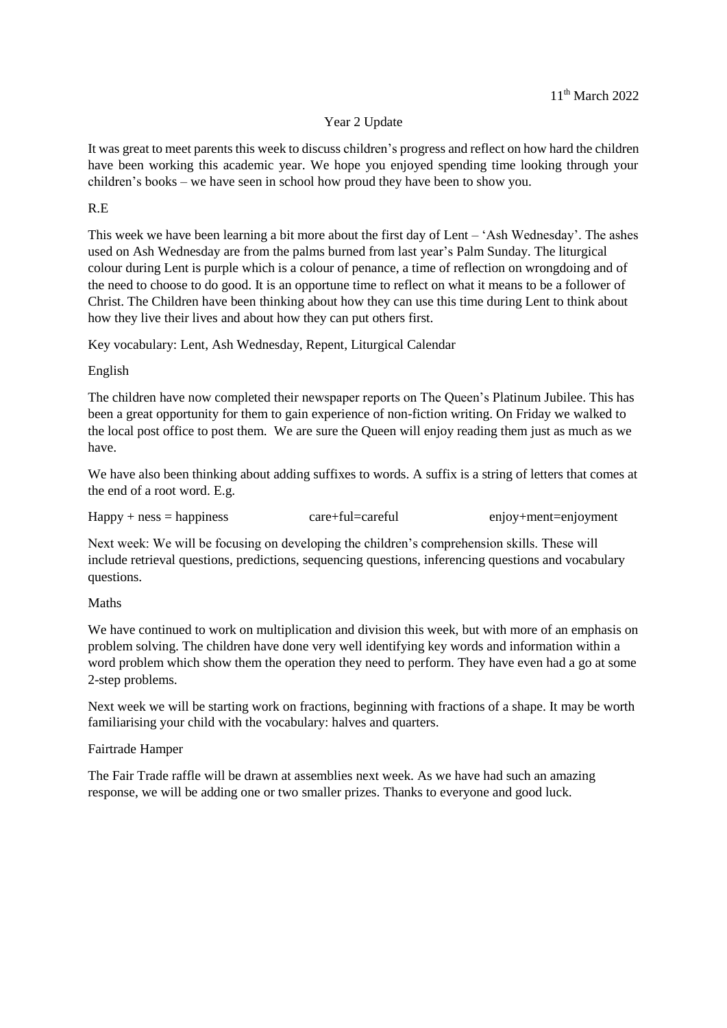11th March 2022

# Year 2 Update

It was great to meet parents this week to discuss children's progress and reflect on how hard the children have been working this academic year. We hope you enjoyed spending time looking through your children's books – we have seen in school how proud they have been to show you.

## R.E

This week we have been learning a bit more about the first day of Lent – 'Ash Wednesday'. The ashes used on Ash Wednesday are from the palms burned from last year's Palm Sunday. The liturgical colour during Lent is purple which is a colour of penance, a time of reflection on wrongdoing and of the need to choose to do good. It is an opportune time to reflect on what it means to be a follower of Christ. The Children have been thinking about how they can use this time during Lent to think about how they live their lives and about how they can put others first.

Key vocabulary: Lent, Ash Wednesday, Repent, Liturgical Calendar

## English

The children have now completed their newspaper reports on The Queen's Platinum Jubilee. This has been a great opportunity for them to gain experience of non-fiction writing. On Friday we walked to the local post office to post them. We are sure the Queen will enjoy reading them just as much as we have.

We have also been thinking about adding suffixes to words. A suffix is a string of letters that comes at the end of a root word. E.g.

Happy + ness = happiness          care+ful=careful          enjoy+ment=enjoyment

Next week: We will be focusing on developing the children's comprehension skills. These will include retrieval questions, predictions, sequencing questions, inferencing questions and vocabulary questions.

## Maths

We have continued to work on multiplication and division this week, but with more of an emphasis on problem solving. The children have done very well identifying key words and information within a word problem which show them the operation they need to perform. They have even had a go at some 2-step problems.

Next week we will be starting work on fractions, beginning with fractions of a shape. It may be worth familiarising your child with the vocabulary: halves and quarters.

## Fairtrade Hamper

The Fair Trade raffle will be drawn at assemblies next week. As we have had such an amazing response, we will be adding one or two smaller prizes. Thanks to everyone and good luck.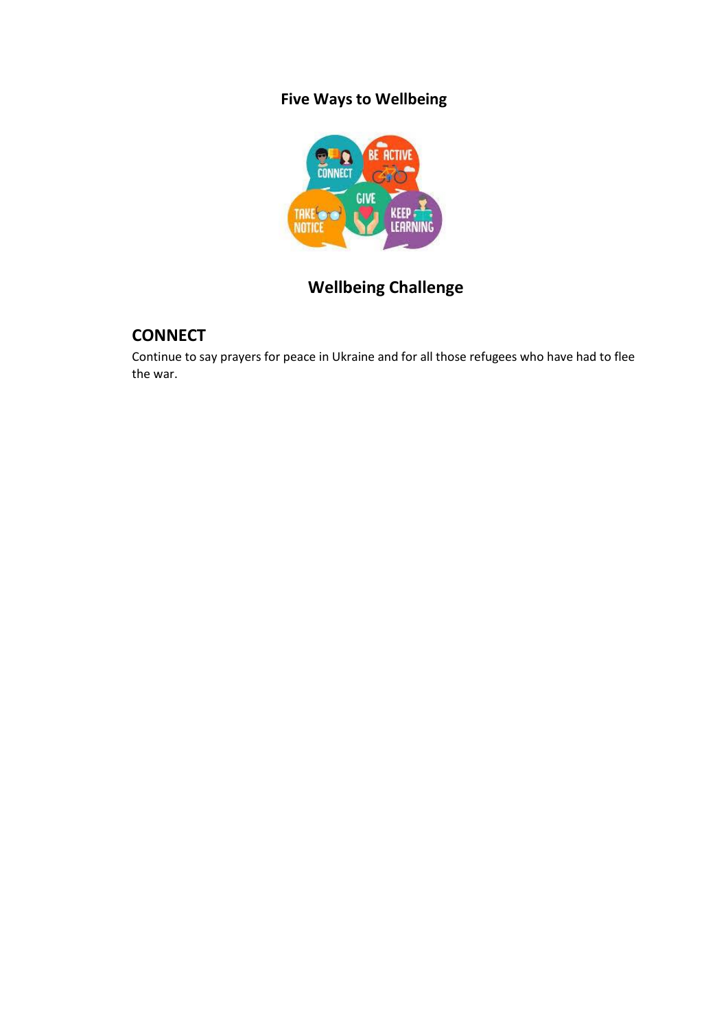## Five Ways to Wellbeing

## Wellbeing Challenge

### CONNECT

Continue to say prayers for peace in Ukraine and for all those refugees who have had to flee the war.